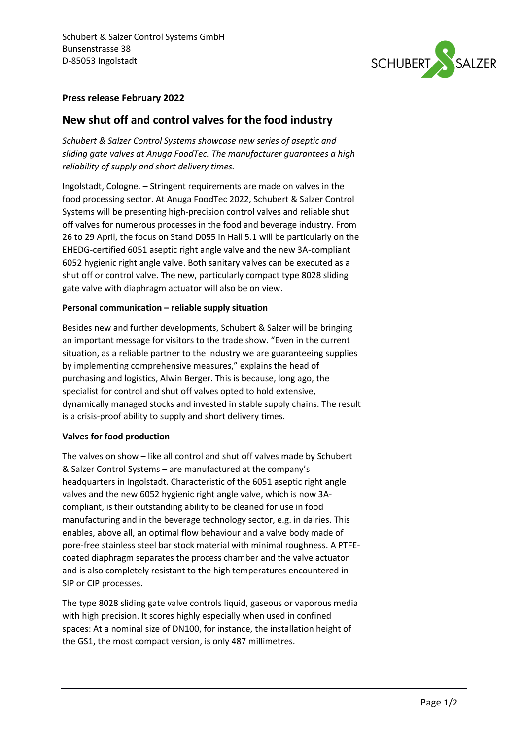Schubert & Salzer Control Systems GmbH
Bunsenstrasse 38
D-85053 Ingolstadt

**Press release February 2022**

# New shut off and control valves for the food industry

*Schubert & Salzer Control Systems showcase new series of aseptic and sliding gate valves at Anuga FoodTec. The manufacturer guarantees a high reliability of supply and short delivery times.*

Ingolstadt, Cologne. – Stringent requirements are made on valves in the food processing sector. At Anuga FoodTec 2022, Schubert & Salzer Control Systems will be presenting high-precision control valves and reliable shut off valves for numerous processes in the food and beverage industry. From 26 to 29 April, the focus on Stand D055 in Hall 5.1 will be particularly on the EHEDG-certified 6051 aseptic right angle valve and the new 3A-compliant 6052 hygienic right angle valve. Both sanitary valves can be executed as a shut off or control valve. The new, particularly compact type 8028 sliding gate valve with diaphragm actuator will also be on view.

**Personal communication – reliable supply situation**

Besides new and further developments, Schubert & Salzer will be bringing an important message for visitors to the trade show. "Even in the current situation, as a reliable partner to the industry we are guaranteeing supplies by implementing comprehensive measures," explains the head of purchasing and logistics, Alwin Berger. This is because, long ago, the specialist for control and shut off valves opted to hold extensive, dynamically managed stocks and invested in stable supply chains. The result is a crisis-proof ability to supply and short delivery times.

**Valves for food production**

The valves on show – like all control and shut off valves made by Schubert & Salzer Control Systems – are manufactured at the company's headquarters in Ingolstadt. Characteristic of the 6051 aseptic right angle valves and the new 6052 hygienic right angle valve, which is now 3A-compliant, is their outstanding ability to be cleaned for use in food manufacturing and in the beverage technology sector, e.g. in dairies. This enables, above all, an optimal flow behaviour and a valve body made of pore-free stainless steel bar stock material with minimal roughness. A PTFE-coated diaphragm separates the process chamber and the valve actuator and is also completely resistant to the high temperatures encountered in SIP or CIP processes.

The type 8028 sliding gate valve controls liquid, gaseous or vaporous media with high precision. It scores highly especially when used in confined spaces: At a nominal size of DN100, for instance, the installation height of the GS1, the most compact version, is only 487 millimetres.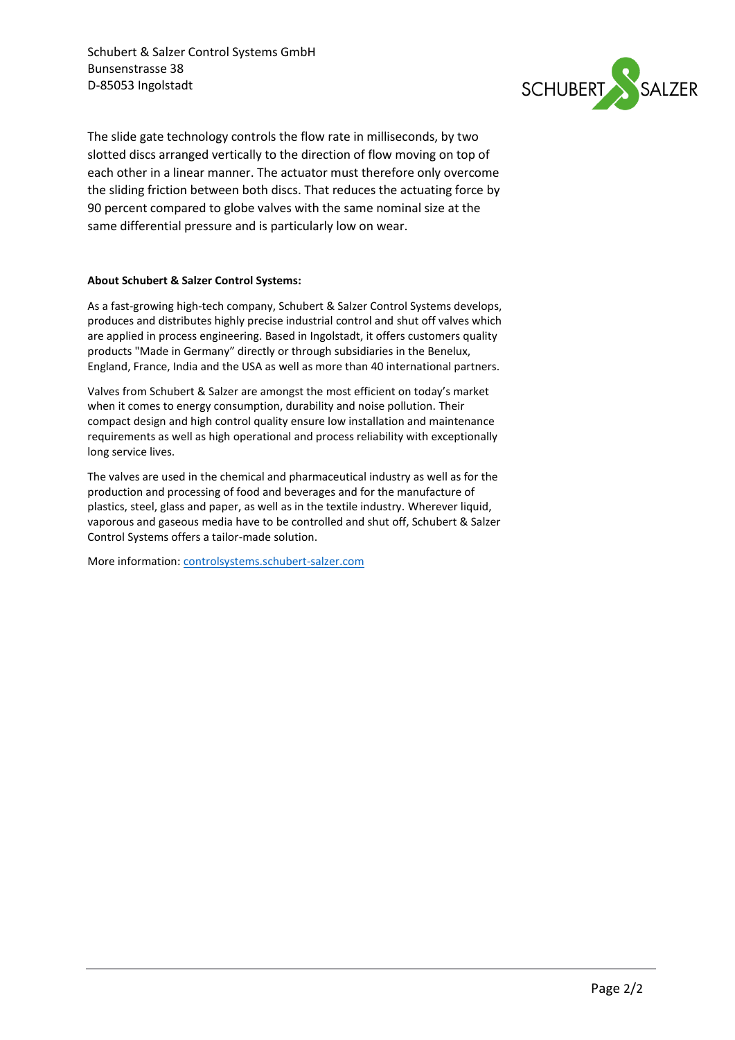Schubert & Salzer Control Systems GmbH
Bunsenstrasse 38
D-85053 Ingolstadt

The slide gate technology controls the flow rate in milliseconds, by two slotted discs arranged vertically to the direction of flow moving on top of each other in a linear manner. The actuator must therefore only overcome the sliding friction between both discs. That reduces the actuating force by 90 percent compared to globe valves with the same nominal size at the same differential pressure and is particularly low on wear.

**About Schubert & Salzer Control Systems:**

As a fast-growing high-tech company, Schubert & Salzer Control Systems develops, produces and distributes highly precise industrial control and shut off valves which are applied in process engineering. Based in Ingolstadt, it offers customers quality products "Made in Germany" directly or through subsidiaries in the Benelux, England, France, India and the USA as well as more than 40 international partners.

Valves from Schubert & Salzer are amongst the most efficient on today's market when it comes to energy consumption, durability and noise pollution. Their compact design and high control quality ensure low installation and maintenance requirements as well as high operational and process reliability with exceptionally long service lives.

The valves are used in the chemical and pharmaceutical industry as well as for the production and processing of food and beverages and for the manufacture of plastics, steel, glass and paper, as well as in the textile industry. Wherever liquid, vaporous and gaseous media have to be controlled and shut off, Schubert & Salzer Control Systems offers a tailor-made solution.

More information: [controlsystems.schubert-salzer.com](controlsystems.schubert-salzer.com)